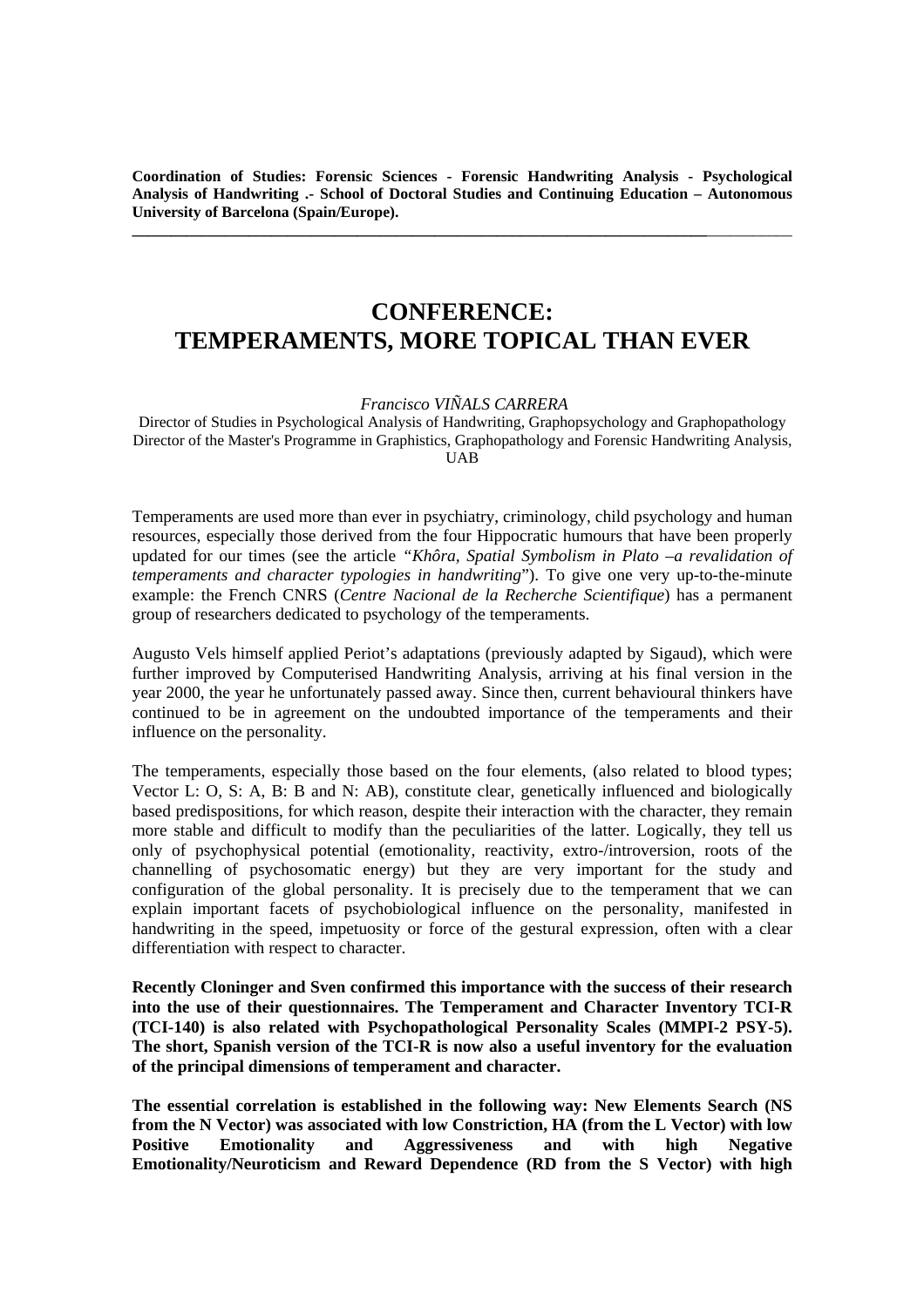**Coordination of Studies: Forensic Sciences - Forensic Handwriting Analysis - Psychological Analysis of Handwriting .- School of Doctoral Studies and Continuing Education – Autonomous University of Barcelona (Spain/Europe).**

---

# CONFERENCE: TEMPERAMENTS, MORE TOPICAL THAN EVER

*Francisco VIÑALS CARRERA*

Director of Studies in Psychological Analysis of Handwriting, Graphopsychology and Graphopathology
Director of the Master's Programme in Graphistics, Graphopathology and Forensic Handwriting Analysis, UAB

Temperaments are used more than ever in psychiatry, criminology, child psychology and human resources, especially those derived from the four Hippocratic humours that have been properly updated for our times (see the article *"Khôra, Spatial Symbolism in Plato –a revalidation of temperaments and character typologies in handwriting"*). To give one very up-to-the-minute example: the French CNRS (*Centre Nacional de la Recherche Scientifique*) has a permanent group of researchers dedicated to psychology of the temperaments.

Augusto Vels himself applied Periot's adaptations (previously adapted by Sigaud), which were further improved by Computerised Handwriting Analysis, arriving at his final version in the year 2000, the year he unfortunately passed away. Since then, current behavioural thinkers have continued to be in agreement on the undoubted importance of the temperaments and their influence on the personality.

The temperaments, especially those based on the four elements, (also related to blood types; Vector L: O, S: A, B: B and N: AB), constitute clear, genetically influenced and biologically based predispositions, for which reason, despite their interaction with the character, they remain more stable and difficult to modify than the peculiarities of the latter. Logically, they tell us only of psychophysical potential (emotionality, reactivity, extro-/introversion, roots of the channelling of psychosomatic energy) but they are very important for the study and configuration of the global personality. It is precisely due to the temperament that we can explain important facets of psychobiological influence on the personality, manifested in handwriting in the speed, impetuosity or force of the gestural expression, often with a clear differentiation with respect to character.

**Recently Cloninger and Sven confirmed this importance with the success of their research into the use of their questionnaires. The Temperament and Character Inventory TCI-R (TCI-140) is also related with Psychopathological Personality Scales (MMPI-2 PSY-5). The short, Spanish version of the TCI-R is now also a useful inventory for the evaluation of the principal dimensions of temperament and character.**

**The essential correlation is established in the following way: New Elements Search (NS from the N Vector) was associated with low Constriction, HA (from the L Vector) with low Positive Emotionality and Aggressiveness and with high Negative Emotionality/Neuroticism and Reward Dependence (RD from the S Vector) with high**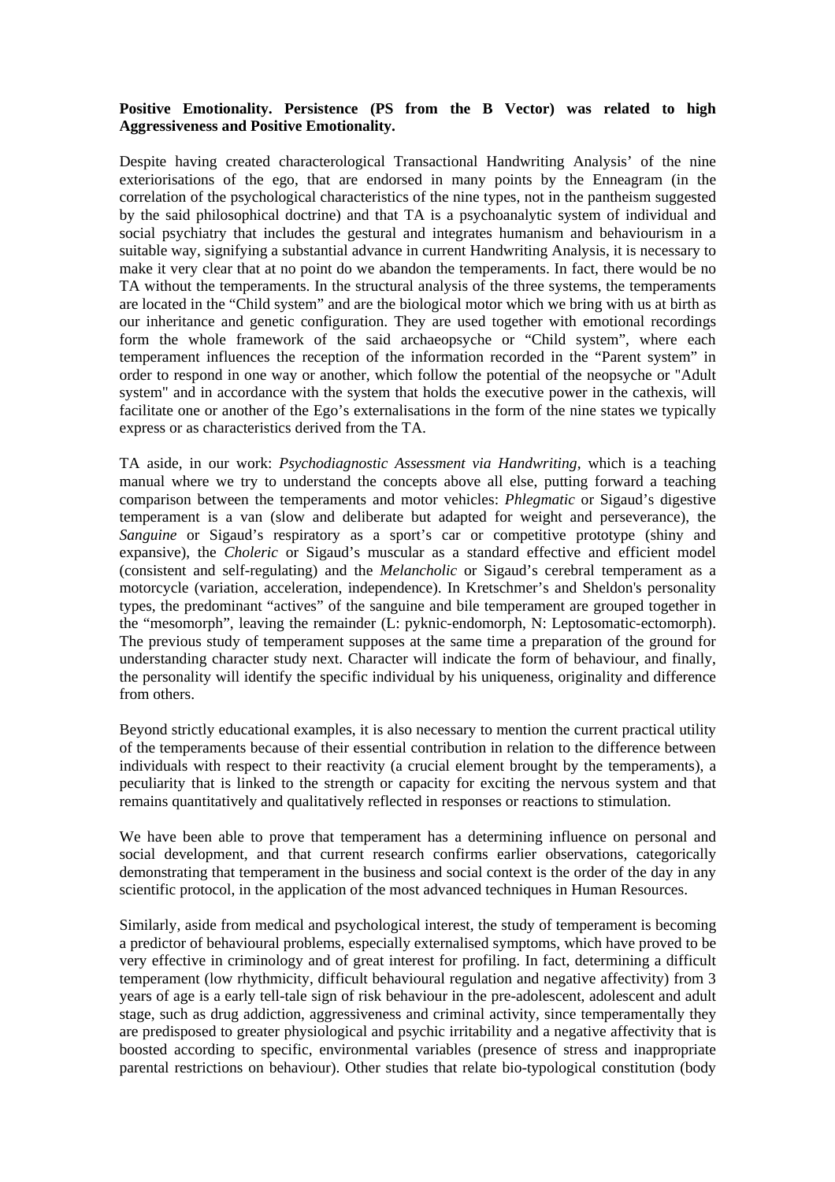**Positive Emotionality. Persistence (PS from the B Vector) was related to high Aggressiveness and Positive Emotionality.**

Despite having created characterological Transactional Handwriting Analysis' of the nine exteriorisations of the ego, that are endorsed in many points by the Enneagram (in the correlation of the psychological characteristics of the nine types, not in the pantheism suggested by the said philosophical doctrine) and that TA is a psychoanalytic system of individual and social psychiatry that includes the gestural and integrates humanism and behaviourism in a suitable way, signifying a substantial advance in current Handwriting Analysis, it is necessary to make it very clear that at no point do we abandon the temperaments. In fact, there would be no TA without the temperaments. In the structural analysis of the three systems, the temperaments are located in the "Child system" and are the biological motor which we bring with us at birth as our inheritance and genetic configuration. They are used together with emotional recordings form the whole framework of the said archaeopsyche or "Child system", where each temperament influences the reception of the information recorded in the "Parent system" in order to respond in one way or another, which follow the potential of the neopsyche or "Adult system" and in accordance with the system that holds the executive power in the cathexis, will facilitate one or another of the Ego's externalisations in the form of the nine states we typically express or as characteristics derived from the TA.

TA aside, in our work: *Psychodiagnostic Assessment via Handwriting,* which is a teaching manual where we try to understand the concepts above all else, putting forward a teaching comparison between the temperaments and motor vehicles: *Phlegmatic* or Sigaud's digestive temperament is a van (slow and deliberate but adapted for weight and perseverance), the *Sanguine* or Sigaud's respiratory as a sport's car or competitive prototype (shiny and expansive), the *Choleric* or Sigaud's muscular as a standard effective and efficient model (consistent and self-regulating) and the *Melancholic* or Sigaud's cerebral temperament as a motorcycle (variation, acceleration, independence). In Kretschmer's and Sheldon's personality types, the predominant "actives" of the sanguine and bile temperament are grouped together in the "mesomorph", leaving the remainder (L: pyknic-endomorph, N: Leptosomatic-ectomorph). The previous study of temperament supposes at the same time a preparation of the ground for understanding character study next. Character will indicate the form of behaviour, and finally, the personality will identify the specific individual by his uniqueness, originality and difference from others.

Beyond strictly educational examples, it is also necessary to mention the current practical utility of the temperaments because of their essential contribution in relation to the difference between individuals with respect to their reactivity (a crucial element brought by the temperaments), a peculiarity that is linked to the strength or capacity for exciting the nervous system and that remains quantitatively and qualitatively reflected in responses or reactions to stimulation.

We have been able to prove that temperament has a determining influence on personal and social development, and that current research confirms earlier observations, categorically demonstrating that temperament in the business and social context is the order of the day in any scientific protocol, in the application of the most advanced techniques in Human Resources.

Similarly, aside from medical and psychological interest, the study of temperament is becoming a predictor of behavioural problems, especially externalised symptoms, which have proved to be very effective in criminology and of great interest for profiling. In fact, determining a difficult temperament (low rhythmicity, difficult behavioural regulation and negative affectivity) from 3 years of age is a early tell-tale sign of risk behaviour in the pre-adolescent, adolescent and adult stage, such as drug addiction, aggressiveness and criminal activity, since temperamentally they are predisposed to greater physiological and psychic irritability and a negative affectivity that is boosted according to specific, environmental variables (presence of stress and inappropriate parental restrictions on behaviour). Other studies that relate bio-typological constitution (body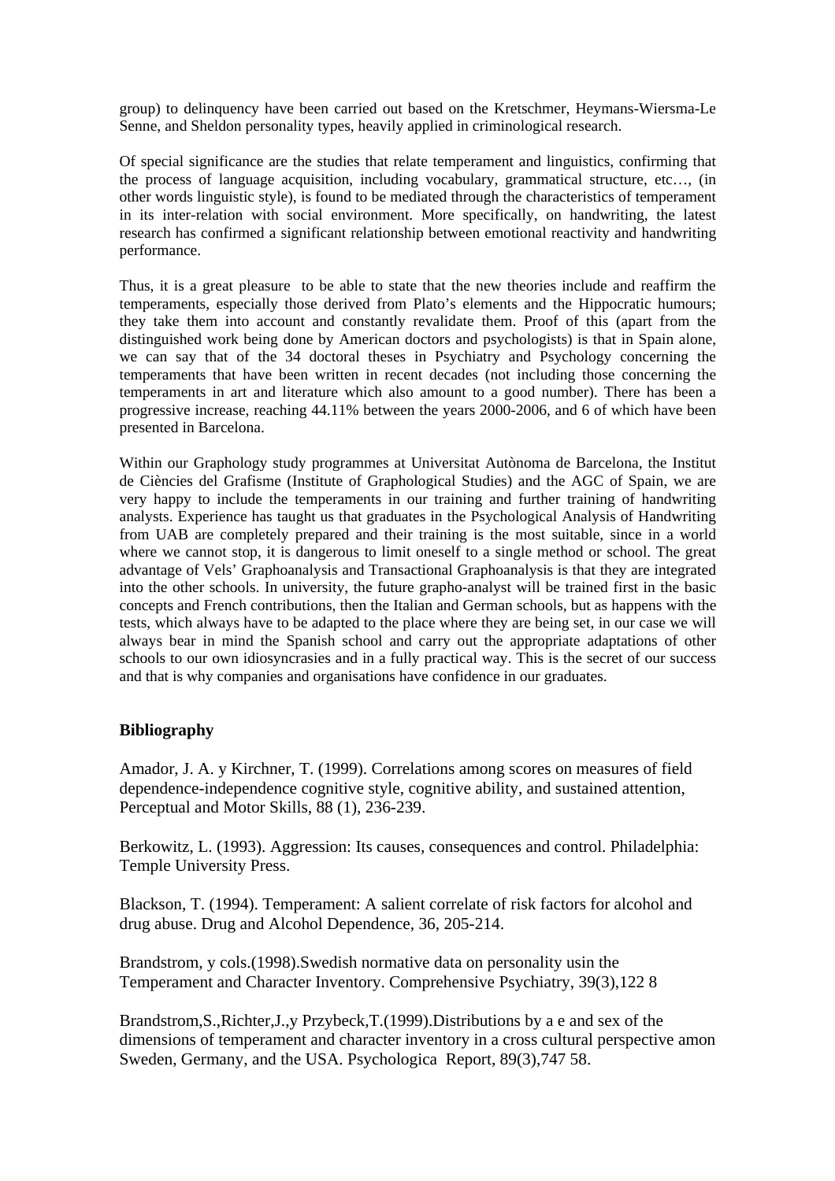group) to delinquency have been carried out based on the Kretschmer, Heymans-Wiersma-Le Senne, and Sheldon personality types, heavily applied in criminological research.

Of special significance are the studies that relate temperament and linguistics, confirming that the process of language acquisition, including vocabulary, grammatical structure, etc…, (in other words linguistic style), is found to be mediated through the characteristics of temperament in its inter-relation with social environment. More specifically, on handwriting, the latest research has confirmed a significant relationship between emotional reactivity and handwriting performance.

Thus, it is a great pleasure to be able to state that the new theories include and reaffirm the temperaments, especially those derived from Plato's elements and the Hippocratic humours; they take them into account and constantly revalidate them. Proof of this (apart from the distinguished work being done by American doctors and psychologists) is that in Spain alone, we can say that of the 34 doctoral theses in Psychiatry and Psychology concerning the temperaments that have been written in recent decades (not including those concerning the temperaments in art and literature which also amount to a good number). There has been a progressive increase, reaching 44.11% between the years 2000-2006, and 6 of which have been presented in Barcelona.

Within our Graphology study programmes at Universitat Autònoma de Barcelona, the Institut de Ciències del Grafisme (Institute of Graphological Studies) and the AGC of Spain, we are very happy to include the temperaments in our training and further training of handwriting analysts. Experience has taught us that graduates in the Psychological Analysis of Handwriting from UAB are completely prepared and their training is the most suitable, since in a world where we cannot stop, it is dangerous to limit oneself to a single method or school. The great advantage of Vels' Graphoanalysis and Transactional Graphoanalysis is that they are integrated into the other schools. In university, the future grapho-analyst will be trained first in the basic concepts and French contributions, then the Italian and German schools, but as happens with the tests, which always have to be adapted to the place where they are being set, in our case we will always bear in mind the Spanish school and carry out the appropriate adaptations of other schools to our own idiosyncrasies and in a fully practical way. This is the secret of our success and that is why companies and organisations have confidence in our graduates.

## Bibliography

Amador, J. A. y Kirchner, T. (1999). Correlations among scores on measures of field dependence-independence cognitive style, cognitive ability, and sustained attention, Perceptual and Motor Skills, 88 (1), 236-239.

Berkowitz, L. (1993). Aggression: Its causes, consequences and control. Philadelphia: Temple University Press.

Blackson, T. (1994). Temperament: A salient correlate of risk factors for alcohol and drug abuse. Drug and Alcohol Dependence, 36, 205-214.

Brandstrom, y cols.(1998).Swedish normative data on personality usin the Temperament and Character Inventory. Comprehensive Psychiatry, 39(3),122 8

Brandstrom,S.,Richter,J.,y Przybeck,T.(1999).Distributions by a e and sex of the dimensions of temperament and character inventory in a cross cultural perspective amon Sweden, Germany, and the USA. Psychologica Report, 89(3),747 58.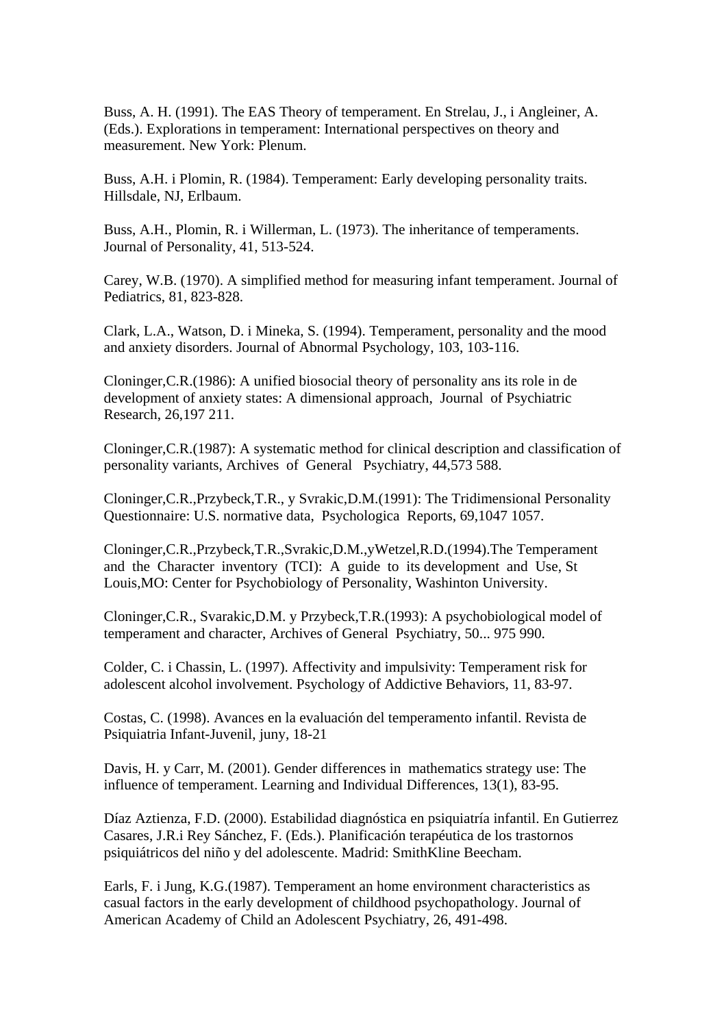Buss, A. H. (1991). The EAS Theory of temperament. En Strelau, J., i Angleiner, A. (Eds.). Explorations in temperament: International perspectives on theory and measurement. New York: Plenum.

Buss, A.H. i Plomin, R. (1984). Temperament: Early developing personality traits. Hillsdale, NJ, Erlbaum.

Buss, A.H., Plomin, R. i Willerman, L. (1973). The inheritance of temperaments. Journal of Personality, 41, 513-524.

Carey, W.B. (1970). A simplified method for measuring infant temperament. Journal of Pediatrics, 81, 823-828.

Clark, L.A., Watson, D. i Mineka, S. (1994). Temperament, personality and the mood and anxiety disorders. Journal of Abnormal Psychology, 103, 103-116.

Cloninger,C.R.(1986): A unified biosocial theory of personality ans its role in de development of anxiety states: A dimensional approach, Journal of Psychiatric Research, 26,197 211.

Cloninger,C.R.(1987): A systematic method for clinical description and classification of personality variants, Archives of General Psychiatry, 44,573 588.

Cloninger,C.R.,Przybeck,T.R., y Svrakic,D.M.(1991): The Tridimensional Personality Questionnaire: U.S. normative data, Psychologica Reports, 69,1047 1057.

Cloninger,C.R.,Przybeck,T.R.,Svrakic,D.M.,yWetzel,R.D.(1994).The Temperament and the Character inventory (TCI): A guide to its development and Use, St Louis,MO: Center for Psychobiology of Personality, Washinton University.

Cloninger,C.R., Svarakic,D.M. y Przybeck,T.R.(1993): A psychobiological model of temperament and character, Archives of General Psychiatry, 50... 975 990.

Colder, C. i Chassin, L. (1997). Affectivity and impulsivity: Temperament risk for adolescent alcohol involvement. Psychology of Addictive Behaviors, 11, 83-97.

Costas, C. (1998). Avances en la evaluación del temperamento infantil. Revista de Psiquiatria Infant-Juvenil, juny, 18-21

Davis, H. y Carr, M. (2001). Gender differences in mathematics strategy use: The influence of temperament. Learning and Individual Differences, 13(1), 83-95.

Díaz Aztienza, F.D. (2000). Estabilidad diagnóstica en psiquiatría infantil. En Gutierrez Casares, J.R.i Rey Sánchez, F. (Eds.). Planificación terapéutica de los trastornos psiquiátricos del niño y del adolescente. Madrid: SmithKline Beecham.

Earls, F. i Jung, K.G.(1987). Temperament an home environment characteristics as casual factors in the early development of childhood psychopathology. Journal of American Academy of Child an Adolescent Psychiatry, 26, 491-498.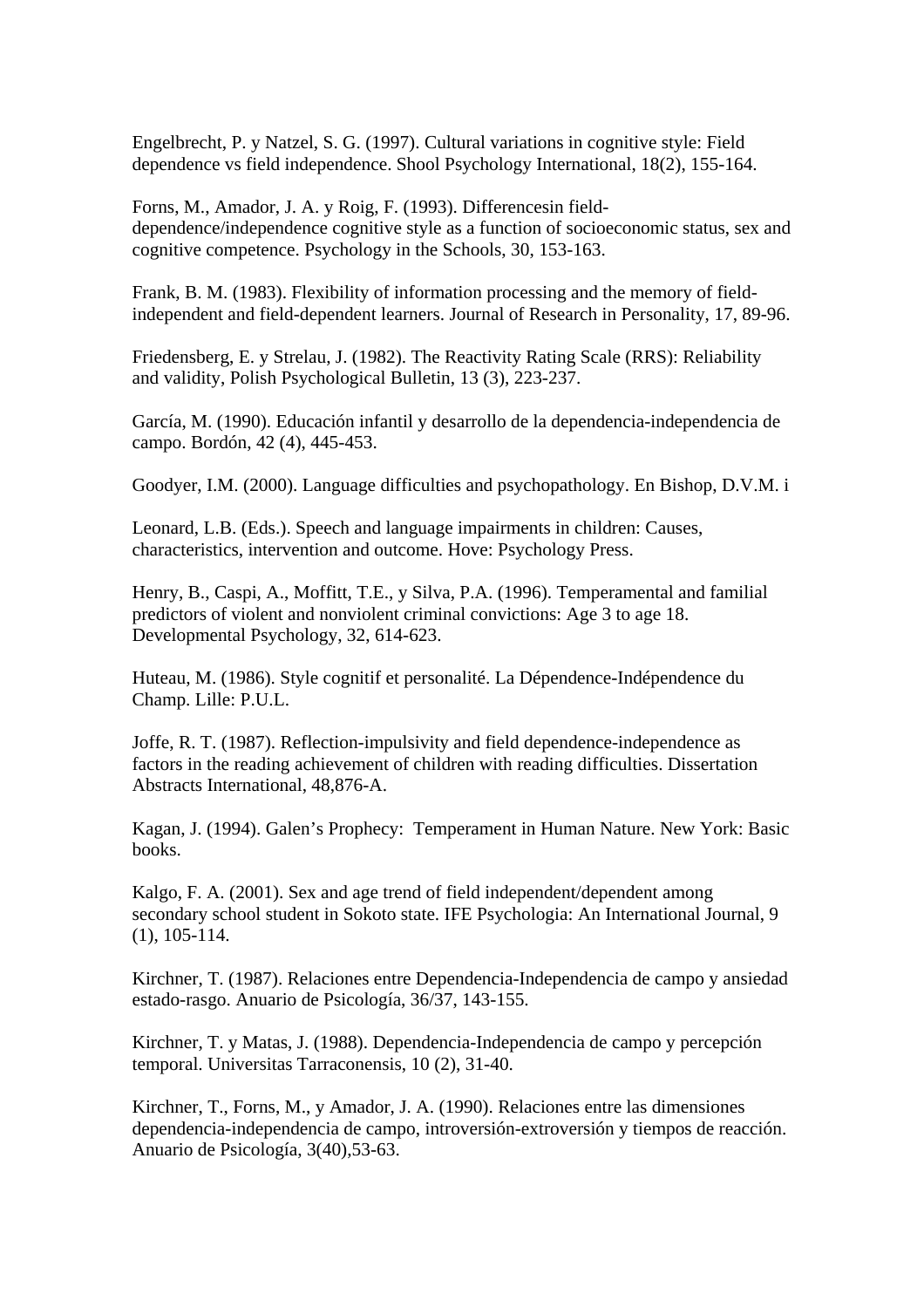Engelbrecht, P. y Natzel, S. G. (1997). Cultural variations in cognitive style: Field dependence vs field independence. Shool Psychology International, 18(2), 155-164.

Forns, M., Amador, J. A. y Roig, F. (1993). Differencesin field-dependence/independence cognitive style as a function of socioeconomic status, sex and cognitive competence. Psychology in the Schools, 30, 153-163.

Frank, B. M. (1983). Flexibility of information processing and the memory of field-independent and field-dependent learners. Journal of Research in Personality, 17, 89-96.

Friedensberg, E. y Strelau, J. (1982). The Reactivity Rating Scale (RRS): Reliability and validity, Polish Psychological Bulletin, 13 (3), 223-237.

García, M. (1990). Educación infantil y desarrollo de la dependencia-independencia de campo. Bordón, 42 (4), 445-453.

Goodyer, I.M. (2000). Language difficulties and psychopathology. En Bishop, D.V.M. i

Leonard, L.B. (Eds.). Speech and language impairments in children: Causes, characteristics, intervention and outcome. Hove: Psychology Press.

Henry, B., Caspi, A., Moffitt, T.E., y Silva, P.A. (1996). Temperamental and familial predictors of violent and nonviolent criminal convictions: Age 3 to age 18. Developmental Psychology, 32, 614-623.

Huteau, M. (1986). Style cognitif et personalité. La Dépendence-Indépendence du Champ. Lille: P.U.L.

Joffe, R. T. (1987). Reflection-impulsivity and field dependence-independence as factors in the reading achievement of children with reading difficulties. Dissertation Abstracts International, 48,876-A.

Kagan, J. (1994). Galen's Prophecy:  Temperament in Human Nature. New York: Basic books.

Kalgo, F. A. (2001). Sex and age trend of field independent/dependent among secondary school student in Sokoto state. IFE Psychologia: An International Journal, 9 (1), 105-114.

Kirchner, T. (1987). Relaciones entre Dependencia-Independencia de campo y ansiedad estado-rasgo. Anuario de Psicología, 36/37, 143-155.

Kirchner, T. y Matas, J. (1988). Dependencia-Independencia de campo y percepción temporal. Universitas Tarraconensis, 10 (2), 31-40.

Kirchner, T., Forns, M., y Amador, J. A. (1990). Relaciones entre las dimensiones dependencia-independencia de campo, introversión-extroversión y tiempos de reacción. Anuario de Psicología, 3(40),53-63.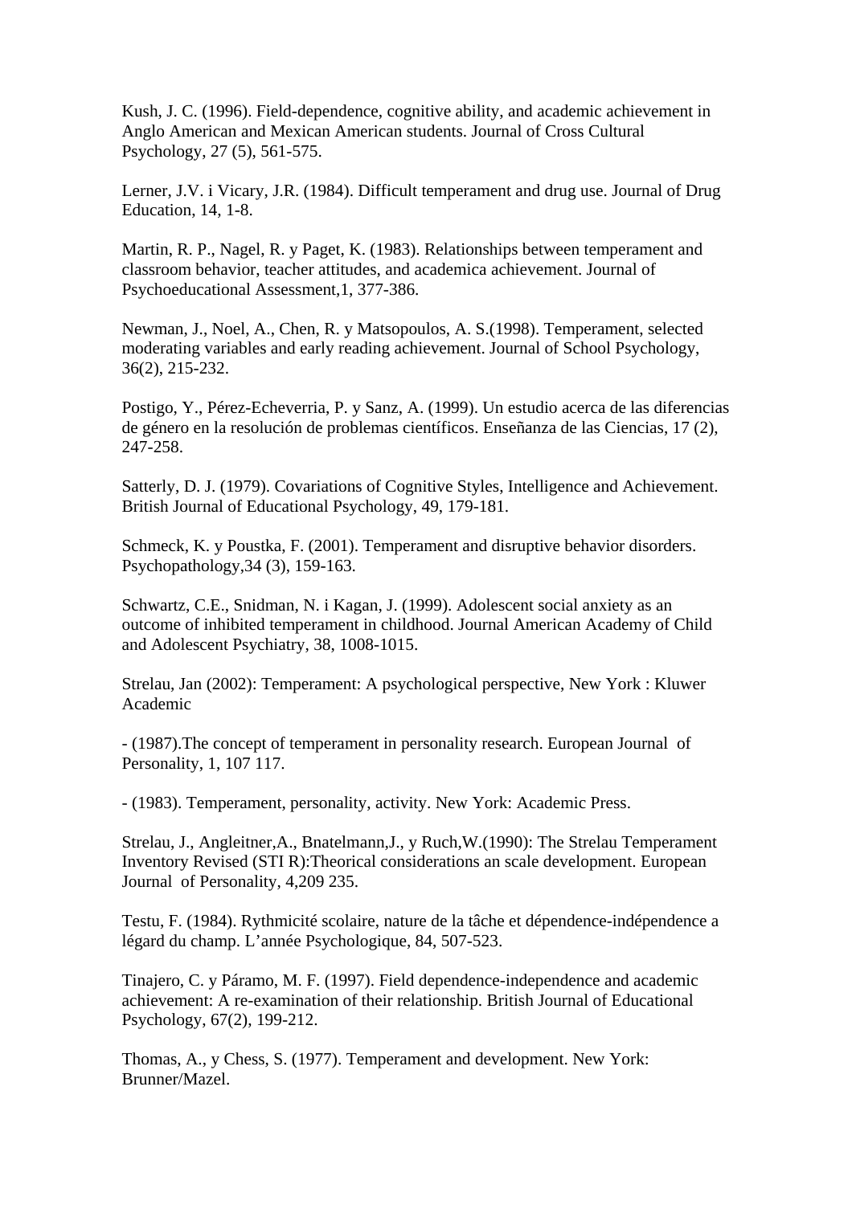Kush, J. C. (1996). Field-dependence, cognitive ability, and academic achievement in Anglo American and Mexican American students. Journal of Cross Cultural Psychology, 27 (5), 561-575.

Lerner, J.V. i Vicary, J.R. (1984). Difficult temperament and drug use. Journal of Drug Education, 14, 1-8.

Martin, R. P., Nagel, R. y Paget, K. (1983). Relationships between temperament and classroom behavior, teacher attitudes, and academica achievement. Journal of Psychoeducational Assessment,1, 377-386.

Newman, J., Noel, A., Chen, R. y Matsopoulos, A. S.(1998). Temperament, selected moderating variables and early reading achievement. Journal of School Psychology, 36(2), 215-232.

Postigo, Y., Pérez-Echeverria, P. y Sanz, A. (1999). Un estudio acerca de las diferencias de género en la resolución de problemas científicos. Enseñanza de las Ciencias, 17 (2), 247-258.

Satterly, D. J. (1979). Covariations of Cognitive Styles, Intelligence and Achievement. British Journal of Educational Psychology, 49, 179-181.

Schmeck, K. y Poustka, F. (2001). Temperament and disruptive behavior disorders. Psychopathology,34 (3), 159-163.

Schwartz, C.E., Snidman, N. i Kagan, J. (1999). Adolescent social anxiety as an outcome of inhibited temperament in childhood. Journal American Academy of Child and Adolescent Psychiatry, 38, 1008-1015.

Strelau, Jan (2002): Temperament: A psychological perspective, New York : Kluwer Academic

- (1987).The concept of temperament in personality research. European Journal of Personality, 1, 107 117.

- (1983). Temperament, personality, activity. New York: Academic Press.

Strelau, J., Angleitner,A., Bnatelmann,J., y Ruch,W.(1990): The Strelau Temperament Inventory Revised (STI R):Theorical considerations an scale development. European Journal of Personality, 4,209 235.

Testu, F. (1984). Rythmicité scolaire, nature de la tâche et dépendence-indépendence a légard du champ. L'année Psychologique, 84, 507-523.

Tinajero, C. y Páramo, M. F. (1997). Field dependence-independence and academic achievement: A re-examination of their relationship. British Journal of Educational Psychology, 67(2), 199-212.

Thomas, A., y Chess, S. (1977). Temperament and development. New York: Brunner/Mazel.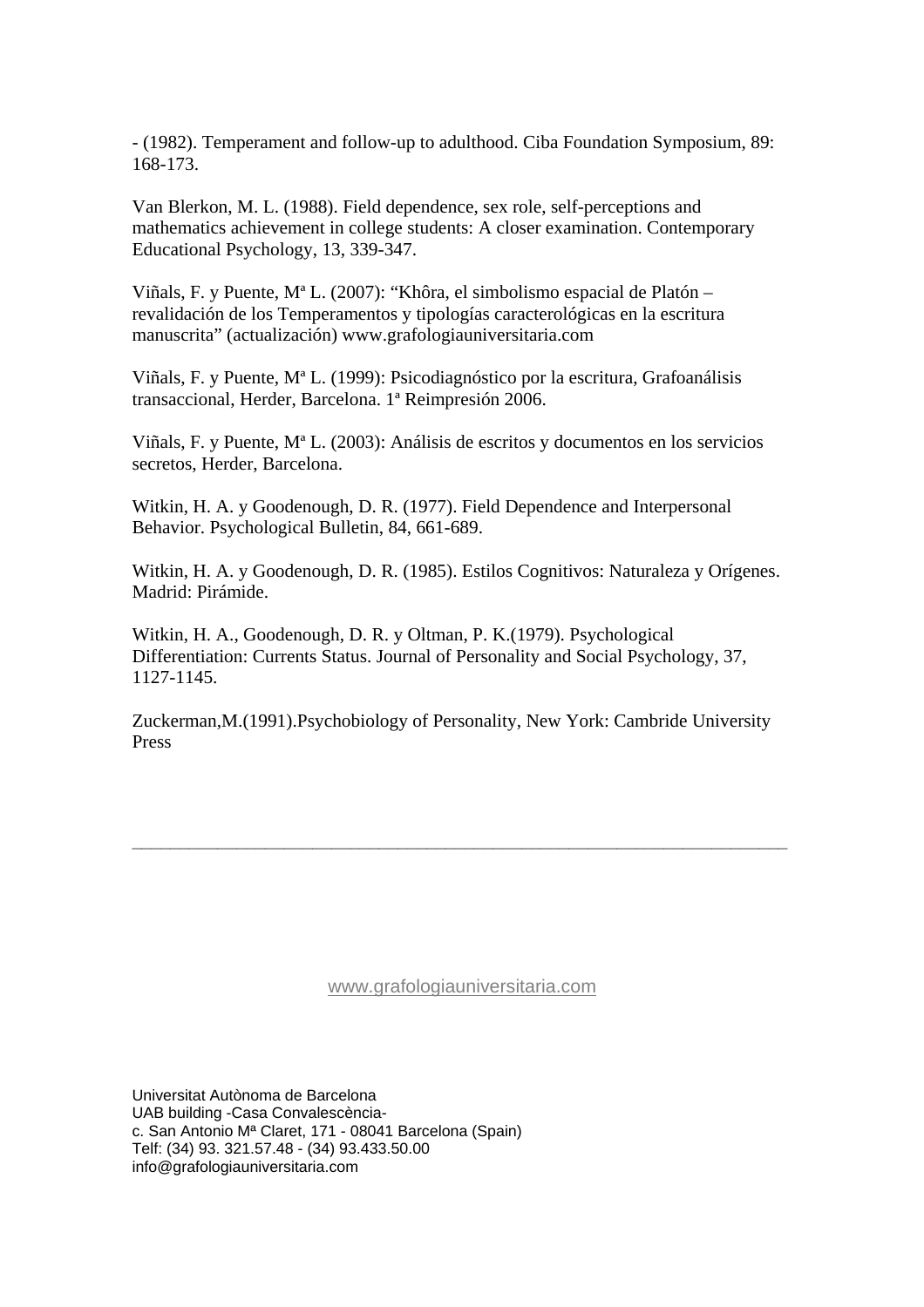- (1982). Temperament and follow-up to adulthood. Ciba Foundation Symposium, 89: 168-173.

Van Blerkon, M. L. (1988). Field dependence, sex role, self-perceptions and mathematics achievement in college students: A closer examination. Contemporary Educational Psychology, 13, 339-347.

Viñals, F. y Puente, Mª L. (2007): "Khôra, el simbolismo espacial de Platón – revalidación de los Temperamentos y tipologías caracterológicas en la escritura manuscrita" (actualización) www.grafologiauniversitaria.com

Viñals, F. y Puente, Mª L. (1999): Psicodiagnóstico por la escritura, Grafoanálisis transaccional, Herder, Barcelona. 1ª Reimpresión 2006.

Viñals, F. y Puente, Mª L. (2003): Análisis de escritos y documentos en los servicios secretos, Herder, Barcelona.

Witkin, H. A. y Goodenough, D. R. (1977). Field Dependence and Interpersonal Behavior. Psychological Bulletin, 84, 661-689.

Witkin, H. A. y Goodenough, D. R. (1985). Estilos Cognitivos: Naturaleza y Orígenes. Madrid: Pirámide.

Witkin, H. A., Goodenough, D. R. y Oltman, P. K.(1979). Psychological Differentiation: Currents Status. Journal of Personality and Social Psychology, 37, 1127-1145.

Zuckerman,M.(1991).Psychobiology of Personality, New York: Cambride University Press

---

www.grafologiauniversitaria.com

Universitat Autònoma de Barcelona
UAB building -Casa Convalescència-
c. San Antonio Mª Claret, 171 - 08041 Barcelona (Spain)
Telf: (34) 93. 321.57.48 - (34) 93.433.50.00
info@grafologiauniversitaria.com